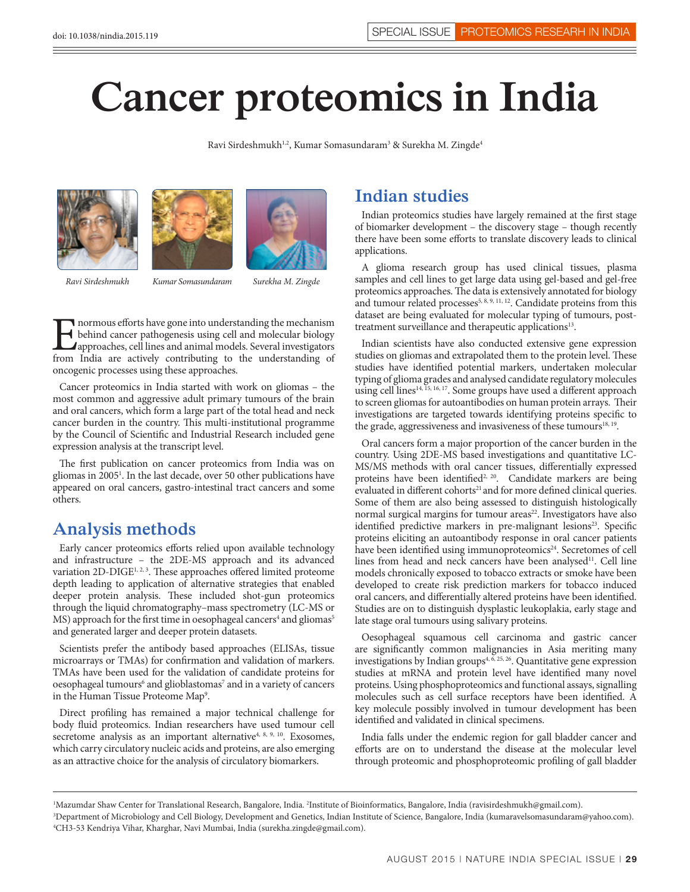# Cancer proteomics in India

Ravi Sirdeshmukh[1,2], Kumar Somasundaram[3] & Surekha M. Zingde[4]

*Ravi Sirdeshmukh* *Kumar Somasundaram* *Surekha M. Zingde*

Enormous efforts have gone into understanding the mechanism behind cancer pathogenesis using cell and molecular biology approaches, cell lines and animal models. Several investigators from India are actively contributing to the understanding of oncogenic processes using these approaches.

Cancer proteomics in India started with work on gliomas – the most common and aggressive adult primary tumours of the brain and oral cancers, which form a large part of the total head and neck cancer burden in the country. This multi-institutional programme by the Council of Scientific and Industrial Research included gene expression analysis at the transcript level.

The first publication on cancer proteomics from India was on gliomas in 2005[1]. In the last decade, over 50 other publications have appeared on oral cancers, gastro-intestinal tract cancers and some others.

## Analysis methods

Early cancer proteomics efforts relied upon available technology and infrastructure – the 2DE-MS approach and its advanced variation 2D-DIGE[1, 2, 3]. These approaches offered limited proteome depth leading to application of alternative strategies that enabled deeper protein analysis. These included shot-gun proteomics through the liquid chromatography–mass spectrometry (LC-MS or MS) approach for the first time in oesophageal cancers[4] and gliomas[5] and generated larger and deeper protein datasets.

Scientists prefer the antibody based approaches (ELISAs, tissue microarrays or TMAs) for confirmation and validation of markers. TMAs have been used for the validation of candidate proteins for oesophageal tumours[6] and glioblastomas[7] and in a variety of cancers in the Human Tissue Proteome Map[9].

Direct profiling has remained a major technical challenge for body fluid proteomics. Indian researchers have used tumour cell secretome analysis as an important alternative[4, 8, 9, 10]. Exosomes, which carry circulatory nucleic acids and proteins, are also emerging as an attractive choice for the analysis of circulatory biomarkers.

## Indian studies

Indian proteomics studies have largely remained at the first stage of biomarker development – the discovery stage – though recently there have been some efforts to translate discovery leads to clinical applications.

A glioma research group has used clinical tissues, plasma samples and cell lines to get large data using gel-based and gel-free proteomics approaches. The data is extensively annotated for biology and tumour related processes[5, 8, 9, 11, 12]. Candidate proteins from this dataset are being evaluated for molecular typing of tumours, post-treatment surveillance and therapeutic applications[13].

Indian scientists have also conducted extensive gene expression studies on gliomas and extrapolated them to the protein level. These studies have identified potential markers, undertaken molecular typing of glioma grades and analysed candidate regulatory molecules using cell lines[14, 15, 16, 17]. Some groups have used a different approach to screen gliomas for autoantibodies on human protein arrays. Their investigations are targeted towards identifying proteins specific to the grade, aggressiveness and invasiveness of these tumours[18, 19].

Oral cancers form a major proportion of the cancer burden in the country. Using 2DE-MS based investigations and quantitative LC-MS/MS methods with oral cancer tissues, differentially expressed proteins have been identified[2, 20]. Candidate markers are being evaluated in different cohorts[21] and for more defined clinical queries. Some of them are also being assessed to distinguish histologically normal surgical margins for tumour areas[22]. Investigators have also identified predictive markers in pre-malignant lesions[23]. Specific proteins eliciting an autoantibody response in oral cancer patients have been identified using immunoproteomics[24]. Secretomes of cell lines from head and neck cancers have been analysed[11]. Cell line models chronically exposed to tobacco extracts or smoke have been developed to create risk prediction markers for tobacco induced oral cancers, and differentially altered proteins have been identified. Studies are on to distinguish dysplastic leukoplakia, early stage and late stage oral tumours using salivary proteins.

Oesophageal squamous cell carcinoma and gastric cancer are significantly common malignancies in Asia meriting many investigations by Indian groups[4, 6, 25, 26]. Quantitative gene expression studies at mRNA and protein level have identified many novel proteins. Using phosphoproteomics and functional assays, signalling molecules such as cell surface receptors have been identified. A key molecule possibly involved in tumour development has been identified and validated in clinical specimens.

India falls under the endemic region for gall bladder cancer and efforts are on to understand the disease at the molecular level through proteomic and phosphoproteomic profiling of gall bladder

---

[1]Mazumdar Shaw Center for Translational Research, Bangalore, India. [2]Institute of Bioinformatics, Bangalore, India (ravisirdeshmukh@gmail.com).
[3]Department of Microbiology and Cell Biology, Development and Genetics, Indian Institute of Science, Bangalore, India (kumaravelsomasundaram@yahoo.com).
[4]CH3-53 Kendriya Vihar, Kharghar, Navi Mumbai, India (surekha.zingde@gmail.com).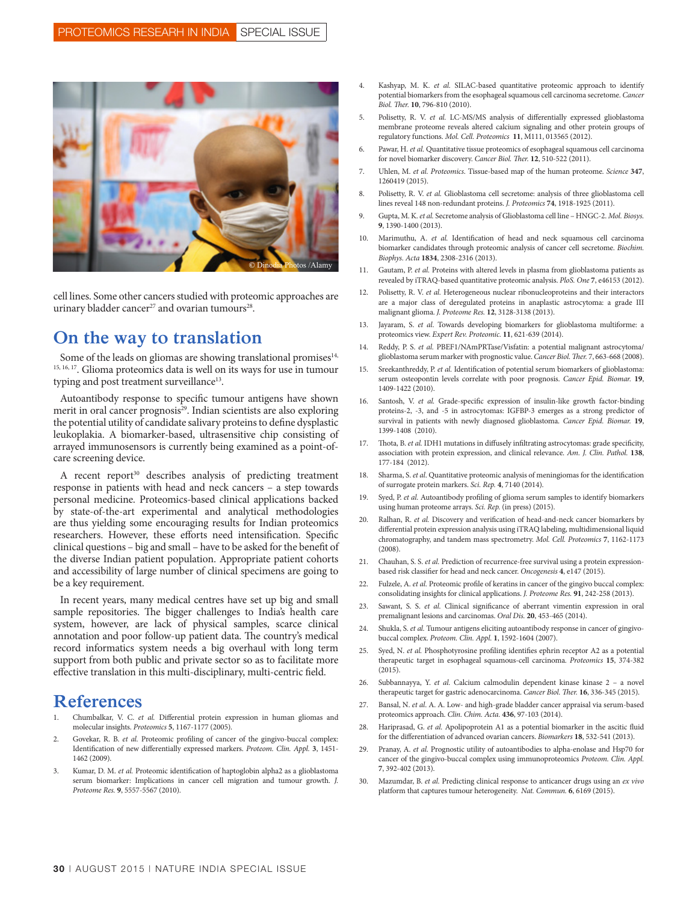cell lines. Some other cancers studied with proteomic approaches are urinary bladder cancer[27] and ovarian tumours[28].

## On the way to translation

Some of the leads on gliomas are showing translational promises[14, 15, 16, 17]. Glioma proteomics data is well on its ways for use in tumour typing and post treatment surveillance[13].

Autoantibody response to specific tumour antigens have shown merit in oral cancer prognosis[29]. Indian scientists are also exploring the potential utility of candidate salivary proteins to define dysplastic leukoplakia. A biomarker-based, ultrasensitive chip consisting of arrayed immunosensors is currently being examined as a point-of-care screening device.

A recent report[30] describes analysis of predicting treatment response in patients with head and neck cancers – a step towards personal medicine. Proteomics-based clinical applications backed by state-of-the-art experimental and analytical methodologies are thus yielding some encouraging results for Indian proteomics researchers. However, these efforts need intensification. Specific clinical questions – big and small – have to be asked for the benefit of the diverse Indian patient population. Appropriate patient cohorts and accessibility of large number of clinical specimens are going to be a key requirement.

In recent years, many medical centres have set up big and small sample repositories. The bigger challenges to India's health care system, however, are lack of physical samples, scarce clinical annotation and poor follow-up patient data. The country's medical record informatics system needs a big overhaul with long term support from both public and private sector so as to facilitate more effective translation in this multi-disciplinary, multi-centric field.

## References

1. Chumbalkar, V. C. *et al.* Differential protein expression in human gliomas and molecular insights. *Proteomics* **5**, 1167-1177 (2005).
2. Govekar, R. B. *et al.* Proteomic profiling of cancer of the gingivo-buccal complex: Identification of new differentially expressed markers. *Proteom. Clin. Appl.* **3**, 1451-1462 (2009).
3. Kumar, D. M. *et al.* Proteomic identification of haptoglobin alpha2 as a glioblastoma serum biomarker: Implications in cancer cell migration and tumour growth. *J. Proteome Res.* **9**, 5557-5567 (2010).
4. Kashyap, M. K. *et al.* SILAC-based quantitative proteomic approach to identify potential biomarkers from the esophageal squamous cell carcinoma secretome. *Cancer Biol. Ther.* **10**, 796-810 (2010).
5. Polisetty, R. V. *et al.* LC-MS/MS analysis of differentially expressed glioblastoma membrane proteome reveals altered calcium signaling and other protein groups of regulatory functions. *Mol. Cell. Proteomics* **11**, M111, 013565 (2012).
6. Pawar, H. *et al.* Quantitative tissue proteomics of esophageal squamous cell carcinoma for novel biomarker discovery. *Cancer Biol. Ther.* **12**, 510-522 (2011).
7. Uhlen, M. *et al. Proteomics*. Tissue-based map of the human proteome. *Science* **347**, 1260419 (2015).
8. Polisetty, R. V. *et al.* Glioblastoma cell secretome: analysis of three glioblastoma cell lines reveal 148 non-redundant proteins. *J. Proteomics* **74**, 1918-1925 (2011).
9. Gupta, M. K. *et al.* Secretome analysis of Glioblastoma cell line – HNGC-2. *Mol. Biosys.* **9**, 1390-1400 (2013).
10. Marimuthu, A. *et al.* Identification of head and neck squamous cell carcinoma biomarker candidates through proteomic analysis of cancer cell secretome. *Biochim. Biophys. Acta* **1834**, 2308-2316 (2013).
11. Gautam, P. *et al.* Proteins with altered levels in plasma from glioblastoma patients as revealed by iTRAQ-based quantitative proteomic analysis. *PloS. One* **7**, e46153 (2012).
12. Polisetty, R. V. *et al.* Heterogeneous nuclear ribonucleoproteins and their interactors are a major class of deregulated proteins in anaplastic astrocytoma: a grade III malignant glioma. *J. Proteome Res.* **12**, 3128-3138 (2013).
13. Jayaram, S. *et al.* Towards developing biomarkers for glioblastoma multiforme: a proteomics view. *Expert Rev. Proteomic.* **11**, 621-639 (2014).
14. Reddy, P. S. *et al.* PBEF1/NAmPRTase/Visfatin: a potential malignant astrocytoma/glioblastoma serum marker with prognostic value. *Cancer Biol. Ther.* 7, 663-668 (2008).
15. Sreekanthreddy, P. *et al.* Identification of potential serum biomarkers of glioblastoma: serum osteopontin levels correlate with poor prognosis. *Cancer Epid. Biomar.* **19**, 1409-1422 (2010).
16. Santosh, V. *et al.* Grade-specific expression of insulin-like growth factor-binding proteins-2, -3, and -5 in astrocytomas: IGFBP-3 emerges as a strong predictor of survival in patients with newly diagnosed glioblastoma. *Cancer Epid. Biomar.* **19**, 1399-1408 (2010).
17. Thota, B. *et al.* IDH1 mutations in diffusely infiltrating astrocytomas: grade specificity, association with protein expression, and clinical relevance. *Am. J. Clin. Pathol.* **138**, 177-184 (2012).
18. Sharma, S. *et al.* Quantitative proteomic analysis of meningiomas for the identification of surrogate protein markers. *Sci. Rep.* **4**, 7140 (2014).
19. Syed, P. *et al.* Autoantibody profiling of glioma serum samples to identify biomarkers using human proteome arrays. *Sci. Rep.* (in press) (2015).
20. Ralhan, R. *et al.* Discovery and verification of head-and-neck cancer biomarkers by differential protein expression analysis using iTRAQ labeling, multidimensional liquid chromatography, and tandem mass spectrometry. *Mol. Cell. Proteomics* **7**, 1162-1173 (2008).
21. Chauhan, S. S. *et al.* Prediction of recurrence-free survival using a protein expression-based risk classifier for head and neck cancer. *Oncogenesis* **4**, e147 (2015).
22. Fulzele, A. *et al.* Proteomic profile of keratins in cancer of the gingivo buccal complex: consolidating insights for clinical applications. *J. Proteome Res.* **91**, 242-258 (2013).
23. Sawant, S. S. *et al.* Clinical significance of aberrant vimentin expression in oral premalignant lesions and carcinomas. *Oral Dis.* **20**, 453-465 (2014).
24. Shukla, S. *et al.* Tumour antigens eliciting autoantibody response in cancer of gingivo-buccal complex. *Proteom. Clin. Appl.* **1**, 1592-1604 (2007).
25. Syed, N. *et al.* Phosphotyrosine profiling identifies ephrin receptor A2 as a potential therapeutic target in esophageal squamous-cell carcinoma. *Proteomics* **15**, 374-382 (2015).
26. Subbannayya, Y. *et al.* Calcium calmodulin dependent kinase kinase 2 – a novel therapeutic target for gastric adenocarcinoma. *Cancer Biol. Ther.* **16**, 336-345 (2015).
27. Bansal, N. *et al.* A. A. Low- and high-grade bladder cancer appraisal via serum-based proteomics approach. *Clin. Chim. Acta.* **436**, 97-103 (2014).
28. Hariprasad, G. *et al.* Apolipoprotein A1 as a potential biomarker in the ascitic fluid for the differentiation of advanced ovarian cancers. *Biomarkers* **18**, 532-541 (2013).
29. Pranay, A. *et al.* Prognostic utility of autoantibodies to alpha-enolase and Hsp70 for cancer of the gingivo-buccal complex using immunoproteomics *Proteom. Clin. Appl.* **7**, 392-402 (2013).
30. Mazumdar, B. *et al.* Predicting clinical response to anticancer drugs using an *ex vivo* platform that captures tumour heterogeneity. *Nat. Commun.* **6**, 6169 (2015).